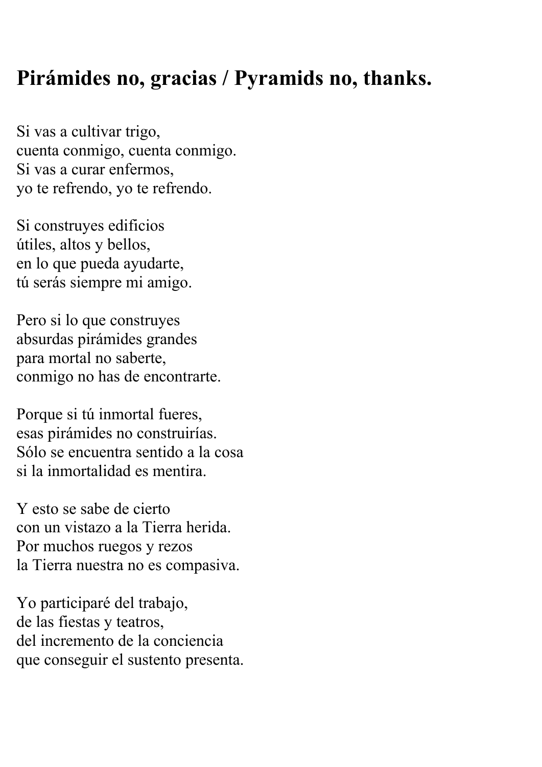## Pirámides no, gracias / Pyramids no, thanks.

Si vas a cultivar trigo,  
cuenta conmigo, cuenta conmigo.  
Si vas a curar enfermos,  
yo te refrendo, yo te refrendo.

Si construyes edificios  
útiles, altos y bellos,  
en lo que pueda ayudarte,  
tú serás siempre mi amigo.

Pero si lo que construyes  
absurdas pirámides grandes  
para mortal no saberte,  
conmigo no has de encontrarte.

Porque si tú inmortal fueres,  
esas pirámides no construirías.  
Sólo se encuentra sentido a la cosa  
si la inmortalidad es mentira.

Y esto se sabe de cierto  
con un vistazo a la Tierra herida.  
Por muchos ruegos y rezos  
la Tierra nuestra no es compasiva.

Yo participaré del trabajo,  
de las fiestas y teatros,  
del incremento de la conciencia  
que conseguir el sustento presenta.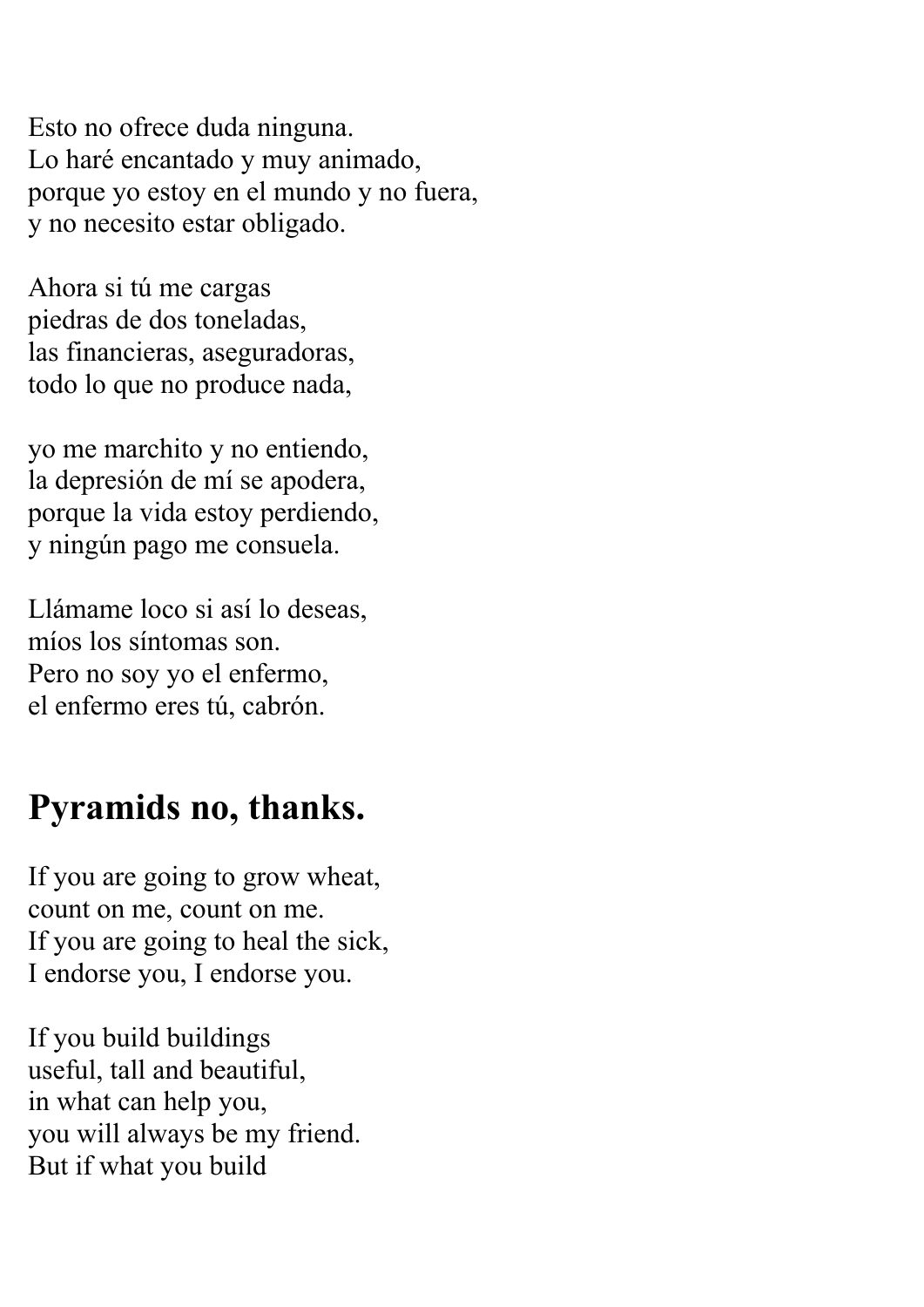Esto no ofrece duda ninguna.
Lo haré encantado y muy animado,
porque yo estoy en el mundo y no fuera,
y no necesito estar obligado.

Ahora si tú me cargas
piedras de dos toneladas,
las financieras, aseguradoras,
todo lo que no produce nada,

yo me marchito y no entiendo,
la depresión de mí se apodera,
porque la vida estoy perdiendo,
y ningún pago me consuela.

Llámame loco si así lo deseas,
míos los síntomas son.
Pero no soy yo el enfermo,
el enfermo eres tú, cabrón.

## Pyramids no, thanks.

If you are going to grow wheat,
count on me, count on me.
If you are going to heal the sick,
I endorse you, I endorse you.

If you build buildings
useful, tall and beautiful,
in what can help you,
you will always be my friend.
But if what you build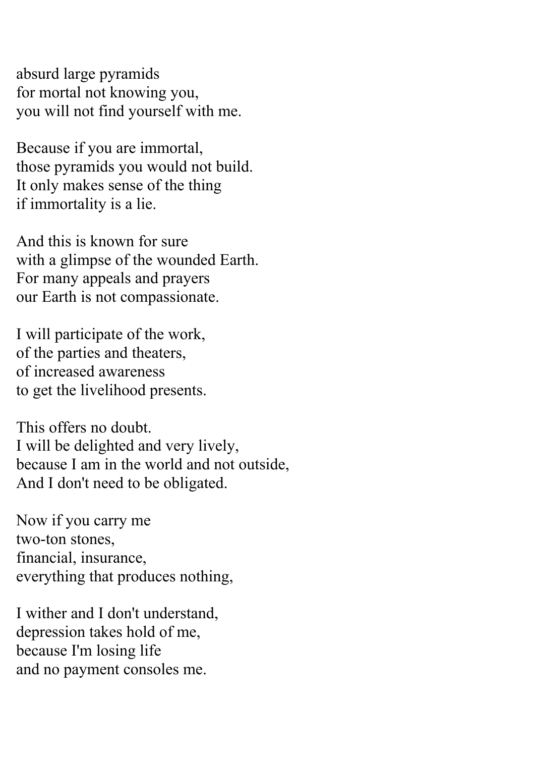absurd large pyramids  
for mortal not knowing you,  
you will not find yourself with me.

Because if you are immortal,  
those pyramids you would not build.  
It only makes sense of the thing  
if immortality is a lie.

And this is known for sure  
with a glimpse of the wounded Earth.  
For many appeals and prayers  
our Earth is not compassionate.

I will participate of the work,  
of the parties and theaters,  
of increased awareness  
to get the livelihood presents.

This offers no doubt.  
I will be delighted and very lively,  
because I am in the world and not outside,  
And I don't need to be obligated.

Now if you carry me  
two-ton stones,  
financial, insurance,  
everything that produces nothing,

I wither and I don't understand,  
depression takes hold of me,  
because I'm losing life  
and no payment consoles me.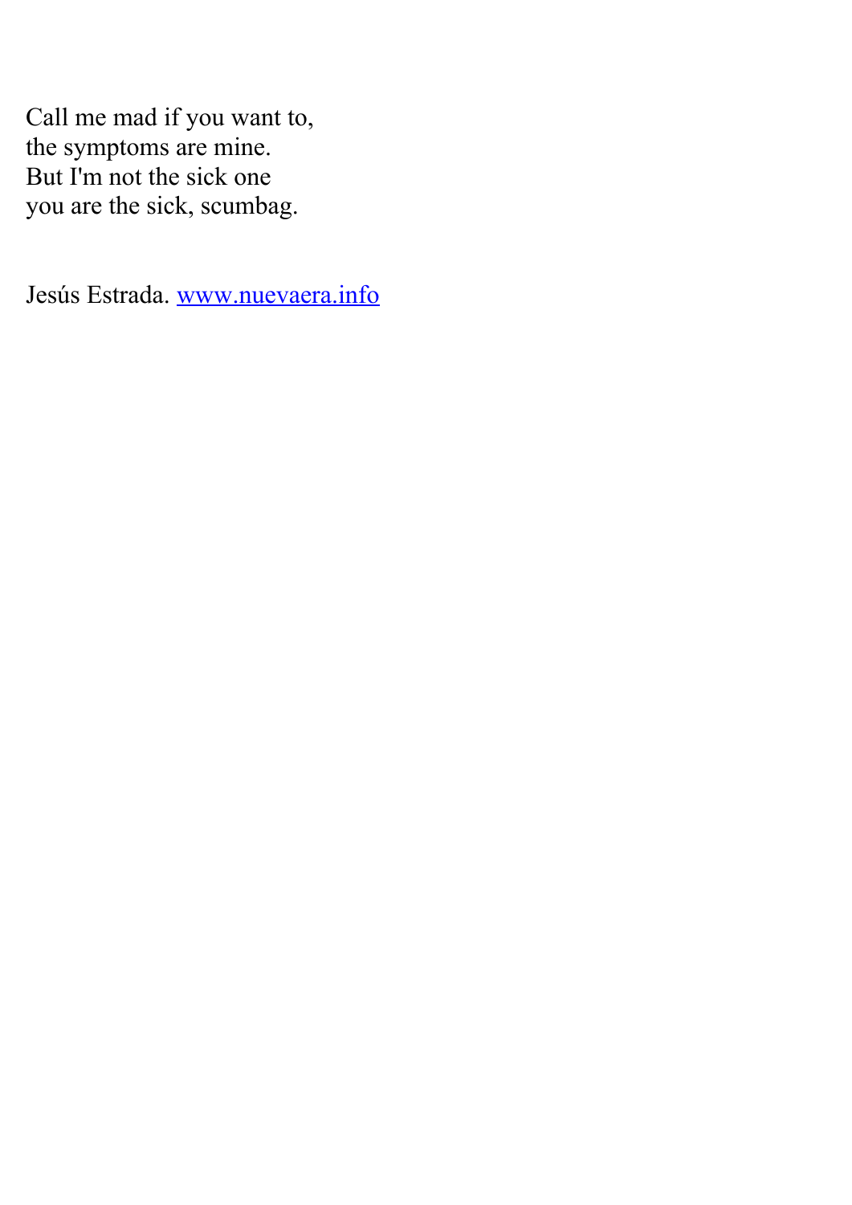Call me mad if you want to,  
the symptoms are mine.  
But I'm not the sick one  
you are the sick, scumbag.

Jesús Estrada. [www.nuevaera.info](http://www.nuevaera.info)